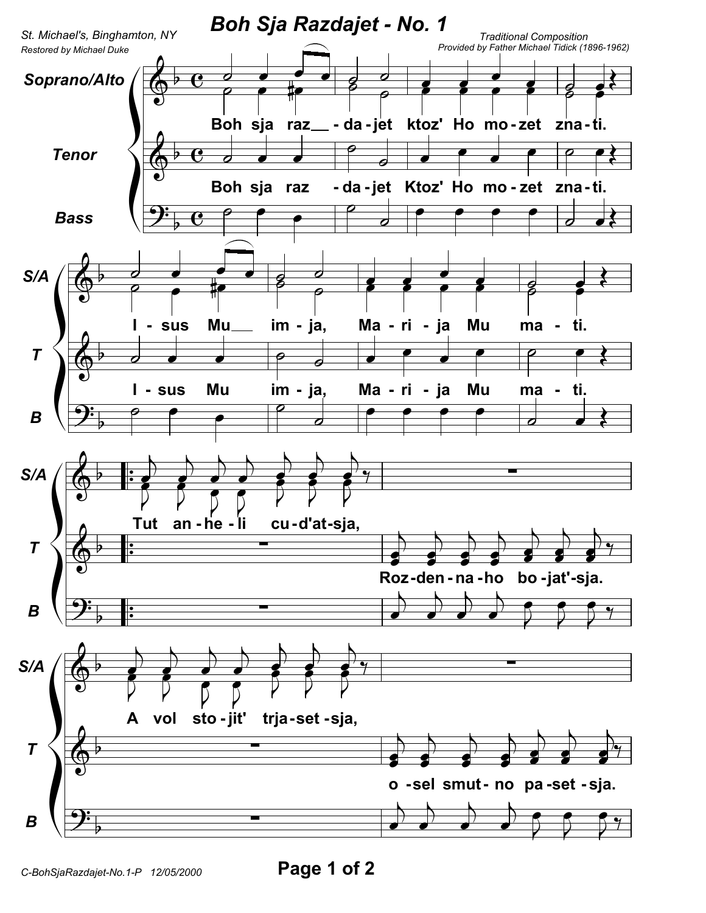# Boh Sja Razdajet - No. 1

St. Michael's, Binghamton, NY
Restored by Michael Duke

Traditional Composition
Provided by Father Michael Tidick (1896-1962)

Soprano/Alto
Tenor
Bass

Boh sja raz - da - jet ktoz' Ho mo - zet zna - ti.

I - sus Mu im - ja, Ma - ri - ja Mu ma - ti.

Tut an - he - li cu - d'at - sja,
Roz - den - na - ho bo - jat' - sja.

A vol sto - jit' trja - set - sja,
o - sel smut - no pa - set - sja.

C-BohSjaRazdajet-No.1-P 12/05/2000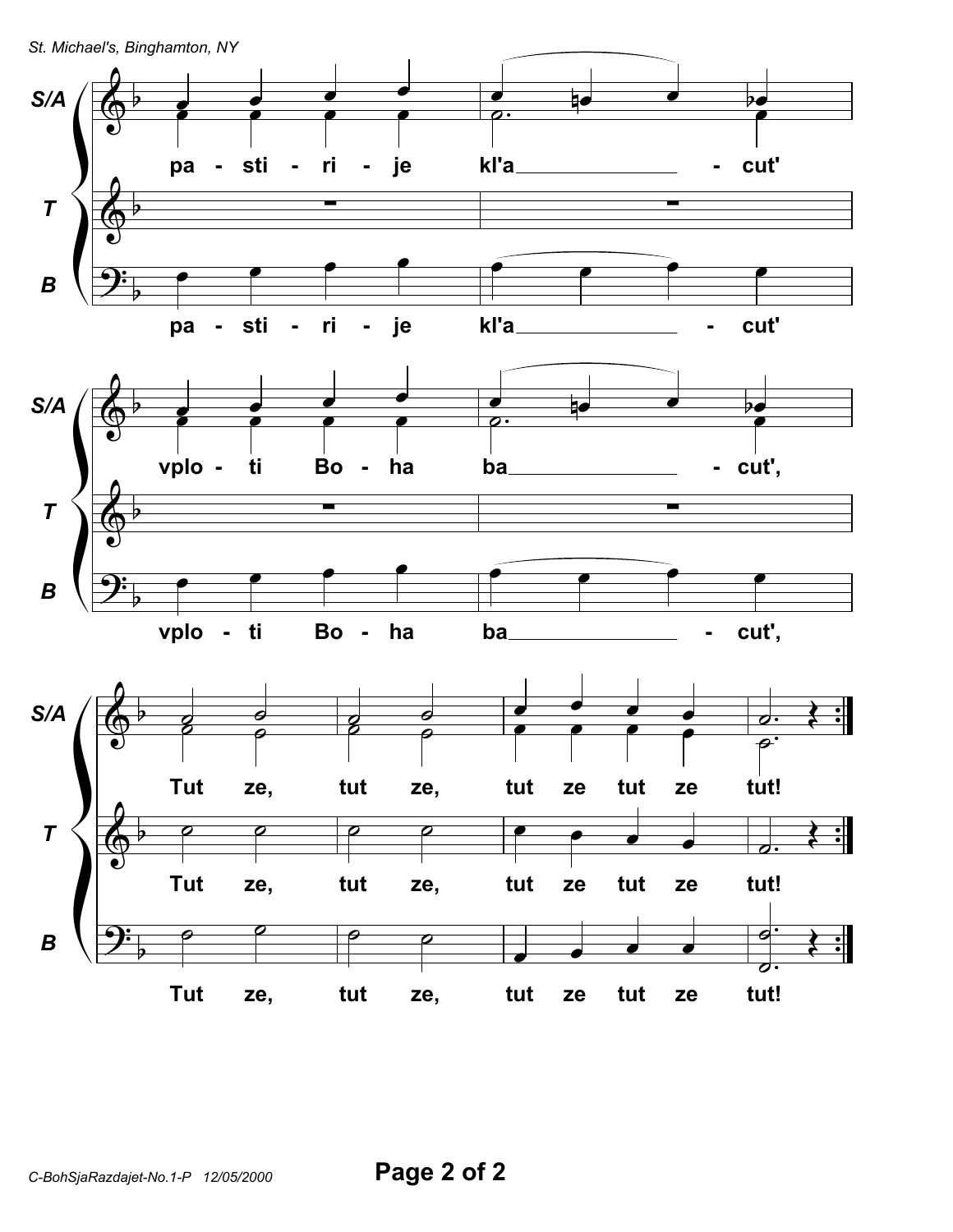St. Michael's, Binghamton, NY

S/A

pa - sti - ri - je kl'a - cut'

T

B

pa - sti - ri - je kl'a - cut'

S/A

vplo - ti Bo - ha ba - cut',

T

B

vplo - ti Bo - ha ba - cut',

S/A

Tut ze, tut ze, tut ze tut ze tut!

T

Tut ze, tut ze, tut ze tut ze tut!

B

Tut ze, tut ze, tut ze tut ze tut!

C-BohSjaRazdajet-No.1-P 12/05/2000